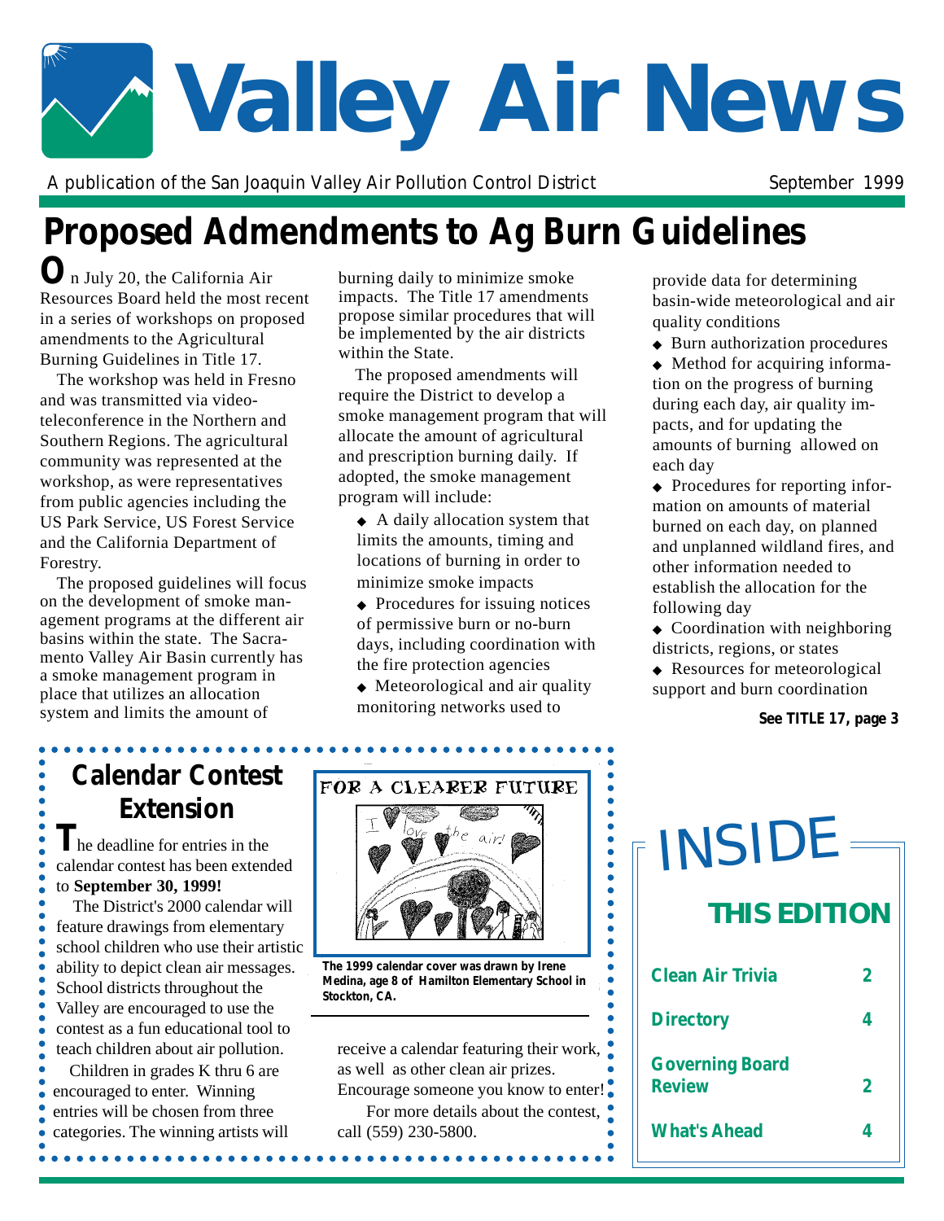# Valley Air News

A publication of the San Joaquin Valley Air Pollution Control District

September 1999

## Proposed Admendments to Ag Burn Guidelines

On July 20, the California Air Resources Board held the most recent in a series of workshops on proposed amendments to the Agricultural Burning Guidelines in Title 17.

The workshop was held in Fresno and was transmitted via video-teleconference in the Northern and Southern Regions. The agricultural community was represented at the workshop, as were representatives from public agencies including the US Park Service, US Forest Service and the California Department of Forestry.

The proposed guidelines will focus on the development of smoke management programs at the different air basins within the state. The Sacramento Valley Air Basin currently has a smoke management program in place that utilizes an allocation system and limits the amount of burning daily to minimize smoke impacts. The Title 17 amendments propose similar procedures that will be implemented by the air districts within the State.

The proposed amendments will require the District to develop a smoke management program that will allocate the amount of agricultural and prescription burning daily. If adopted, the smoke management program will include:

- A daily allocation system that limits the amounts, timing and locations of burning in order to minimize smoke impacts
- Procedures for issuing notices of permissive burn or no-burn days, including coordination with the fire protection agencies
- Meteorological and air quality monitoring networks used to provide data for determining basin-wide meteorological and air quality conditions
- Burn authorization procedures
- Method for acquiring information on the progress of burning during each day, air quality impacts, and for updating the amounts of burning allowed on each day
- Procedures for reporting information on amounts of material burned on each day, on planned and unplanned wildland fires, and other information needed to establish the allocation for the following day
- Coordination with neighboring districts, regions, or states
- Resources for meteorological support and burn coordination

**See TITLE 17, page 3**

## Calendar Contest Extension

The deadline for entries in the calendar contest has been extended to **September 30, 1999!**

The District's 2000 calendar will feature drawings from elementary school children who use their artistic ability to depict clean air messages. School districts throughout the Valley are encouraged to use the contest as a fun educational tool to teach children about air pollution.

Children in grades K thru 6 are encouraged to enter. Winning entries will be chosen from three categories. The winning artists will receive a calendar featuring their work, as well as other clean air prizes. Encourage someone you know to enter!

For more details about the contest, call (559) 230-5800.

FOR A CLEARER FUTURE

**The 1999 calendar cover was drawn by Irene Medina, age 8 of Hamilton Elementary School in Stockton, CA.**

## INSIDE THIS EDITION

| | |
|---|---|
| Clean Air Trivia | 2 |
| Directory | 4 |
| Governing Board Review | 2 |
| What's Ahead | 4 |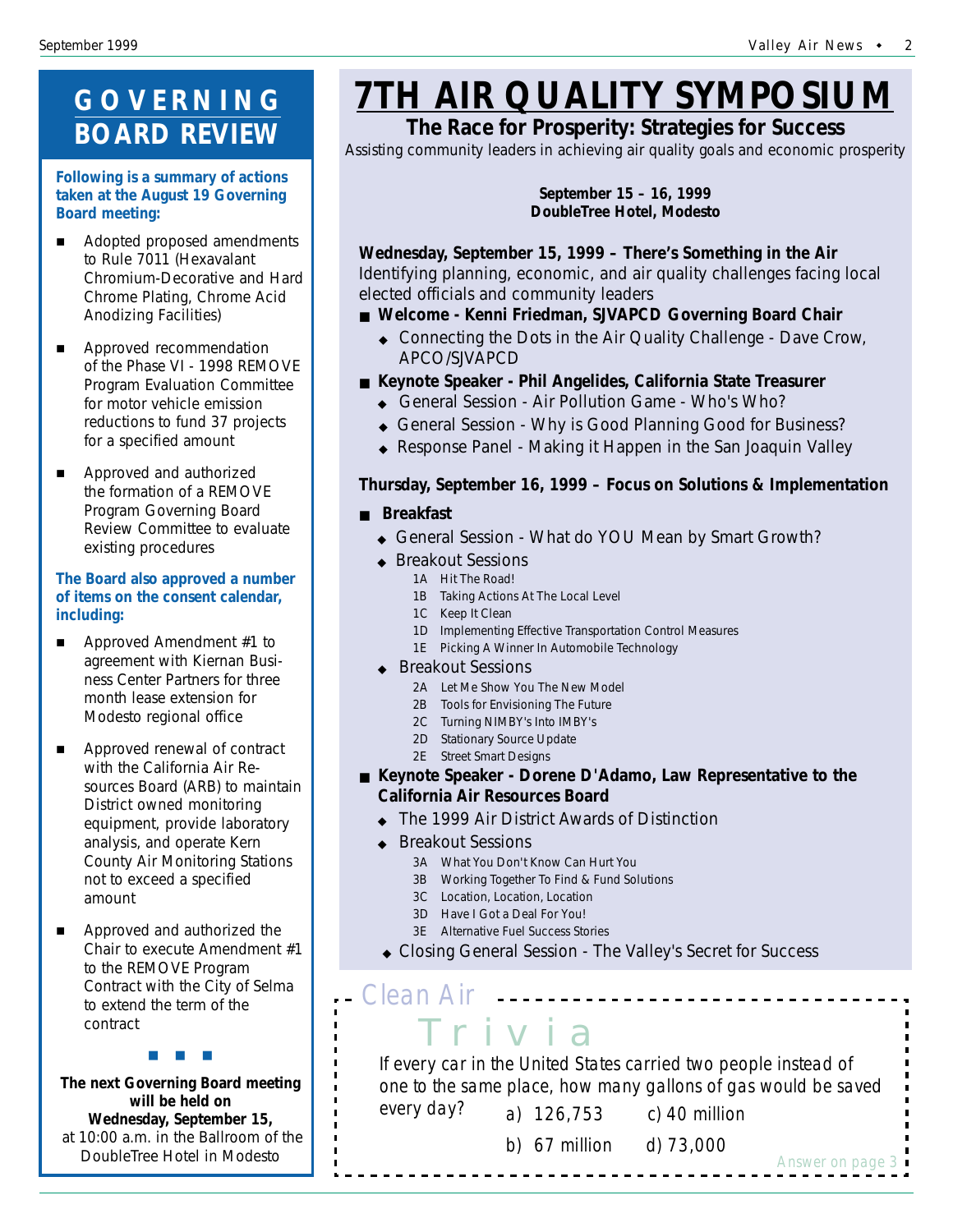# GOVERNING BOARD REVIEW

**Following is a summary of actions taken at the August 19 Governing Board meeting:**

- Adopted proposed amendments to Rule 7011 (Hexavalant Chromium-Decorative and Hard Chrome Plating, Chrome Acid Anodizing Facilities)
- Approved recommendation of the Phase VI - 1998 REMOVE Program Evaluation Committee for motor vehicle emission reductions to fund 37 projects for a specified amount
- Approved and authorized the formation of a REMOVE Program Governing Board Review Committee to evaluate existing procedures

**The Board also approved a number of items on the consent calendar, including:**

- Approved Amendment #1 to agreement with Kiernan Business Center Partners for three month lease extension for Modesto regional office
- Approved renewal of contract with the California Air Resources Board (ARB) to maintain District owned monitoring equipment, provide laboratory analysis, and operate Kern County Air Monitoring Stations not to exceed a specified amount
- Approved and authorized the Chair to execute Amendment #1 to the REMOVE Program Contract with the City of Selma to extend the term of the contract

■ ■ ■

**The next Governing Board meeting will be held on Wednesday, September 15,** at 10:00 a.m. in the Ballroom of the DoubleTree Hotel in Modesto

# 7TH AIR QUALITY SYMPOSIUM

## The Race for Prosperity: Strategies for Success

Assisting community leaders in achieving air quality goals and economic prosperity

**September 15 – 16, 1999**
**DoubleTree Hotel, Modesto**

**Wednesday, September 15, 1999 – There's Something in the Air**
Identifying planning, economic, and air quality challenges facing local elected officials and community leaders

- **Welcome - Kenni Friedman, SJVAPCD Governing Board Chair**
  - Connecting the Dots in the Air Quality Challenge - Dave Crow, APCO/SJVAPCD
- **Keynote Speaker - Phil Angelides, California State Treasurer**
  - General Session - Air Pollution Game - Who's Who?
  - General Session - Why is Good Planning Good for Business?
  - Response Panel - Making it Happen in the San Joaquin Valley

**Thursday, September 16, 1999 – Focus on Solutions & Implementation**

- **Breakfast**
  - General Session - What do YOU Mean by Smart Growth?
  - Breakout Sessions
    - 1A Hit The Road!
    - 1B Taking Actions At The Local Level
    - 1C Keep It Clean
    - 1D Implementing Effective Transportation Control Measures
    - 1E Picking A Winner In Automobile Technology
  - Breakout Sessions
    - 2A Let Me Show You The New Model
    - 2B Tools for Envisioning The Future
    - 2C Turning NIMBY's Into IMBY's
    - 2D Stationary Source Update
    - 2E Street Smart Designs
- **Keynote Speaker - Dorene D'Adamo, Law Representative to the California Air Resources Board**
  - The 1999 Air District Awards of Distinction
  - Breakout Sessions
    - 3A What You Don't Know Can Hurt You
    - 3B Working Together To Find & Fund Solutions
    - 3C Location, Location, Location
    - 3D Have I Got a Deal For You!
    - 3E Alternative Fuel Success Stories
  - Closing General Session - The Valley's Secret for Success

## Clean Air Trivia

*If every car in the United States carried two people instead of one to the same place, how many gallons of gas would be saved every day?*

a) 126,753
b) 67 million
c) 40 million
d) 73,000

Answer on page 3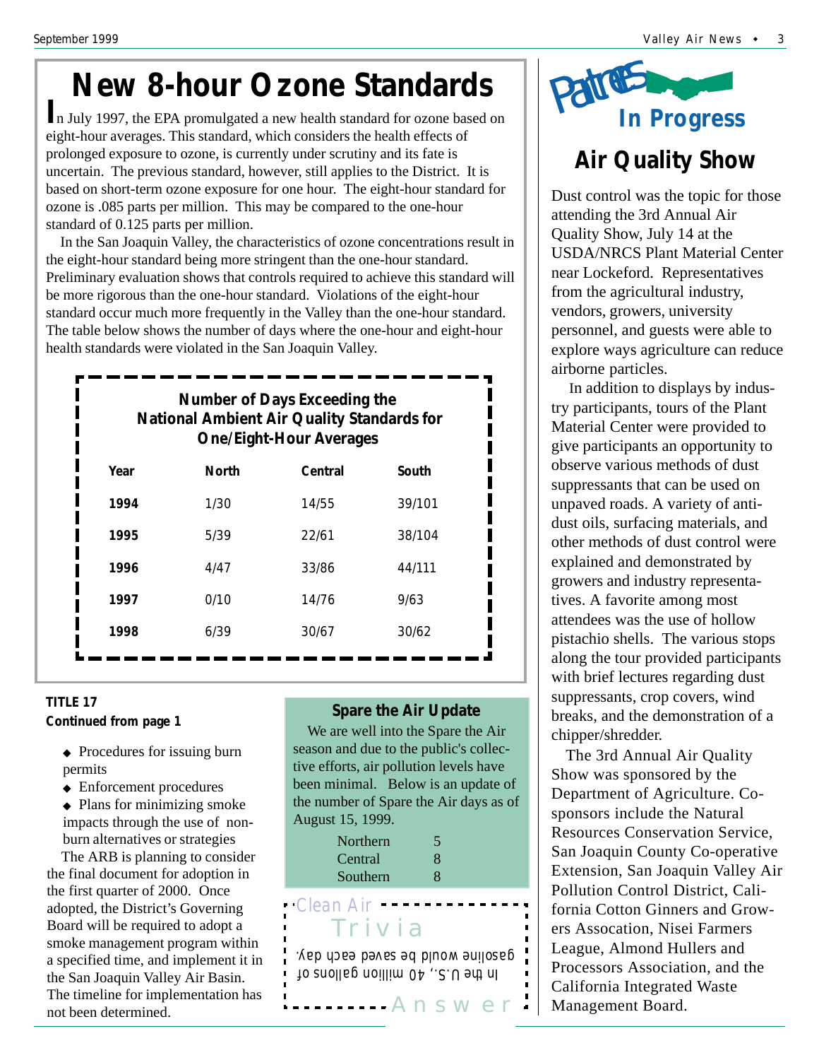# New 8-hour Ozone Standards

In July 1997, the EPA promulgated a new health standard for ozone based on eight-hour averages. This standard, which considers the health effects of prolonged exposure to ozone, is currently under scrutiny and its fate is uncertain. The previous standard, however, still applies to the District. It is based on short-term ozone exposure for one hour. The eight-hour standard for ozone is .085 parts per million. This may be compared to the one-hour standard of 0.125 parts per million.

In the San Joaquin Valley, the characteristics of ozone concentrations result in the eight-hour standard being more stringent than the one-hour standard. Preliminary evaluation shows that controls required to achieve this standard will be more rigorous than the one-hour standard. Violations of the eight-hour standard occur much more frequently in the Valley than the one-hour standard. The table below shows the number of days where the one-hour and eight-hour health standards were violated in the San Joaquin Valley.

**Number of Days Exceeding the National Ambient Air Quality Standards for One/Eight-Hour Averages**

| Year | North | Central | South |
|---|---|---|---|
| **1994** | 1/30 | 14/55 | 39/101 |
| **1995** | 5/39 | 22/61 | 38/104 |
| **1996** | 4/47 | 33/86 | 44/111 |
| **1997** | 0/10 | 14/76 | 9/63 |
| **1998** | 6/39 | 30/67 | 30/62 |

**TITLE 17**
**Continued from page 1**

- Procedures for issuing burn permits
- Enforcement procedures
- Plans for minimizing smoke impacts through the use of non-burn alternatives or strategies

The ARB is planning to consider the final document for adoption in the first quarter of 2000. Once adopted, the District's Governing Board will be required to adopt a smoke management program within a specified time, and implement it in the San Joaquin Valley Air Basin. The timeline for implementation has not been determined.

### Spare the Air Update

We are well into the Spare the Air season and due to the public's collective efforts, air pollution levels have been minimal. Below is an update of the number of Spare the Air days as of August 15, 1999.

| | |
|---|---|
| Northern | 5 |
| Central | 8 |
| Southern | 8 |

### Clean Air Trivia

In the U.S., 40 million gallons of gasoline would be saved each day.

Answer

## Partners In Progress

### Air Quality Show

Dust control was the topic for those attending the 3rd Annual Air Quality Show, July 14 at the USDA/NRCS Plant Material Center near Lockeford. Representatives from the agricultural industry, vendors, growers, university personnel, and guests were able to explore ways agriculture can reduce airborne particles.

In addition to displays by industry participants, tours of the Plant Material Center were provided to give participants an opportunity to observe various methods of dust suppressants that can be used on unpaved roads. A variety of anti-dust oils, surfacing materials, and other methods of dust control were explained and demonstrated by growers and industry representatives. A favorite among most attendees was the use of hollow pistachio shells. The various stops along the tour provided participants with brief lectures regarding dust suppressants, crop covers, wind breaks, and the demonstration of a chipper/shredder.

The 3rd Annual Air Quality Show was sponsored by the Department of Agriculture. Co-sponsors include the Natural Resources Conservation Service, San Joaquin County Co-operative Extension, San Joaquin Valley Air Pollution Control District, California Cotton Ginners and Growers Assocation, Nisei Farmers League, Almond Hullers and Processors Association, and the California Integrated Waste Management Board.